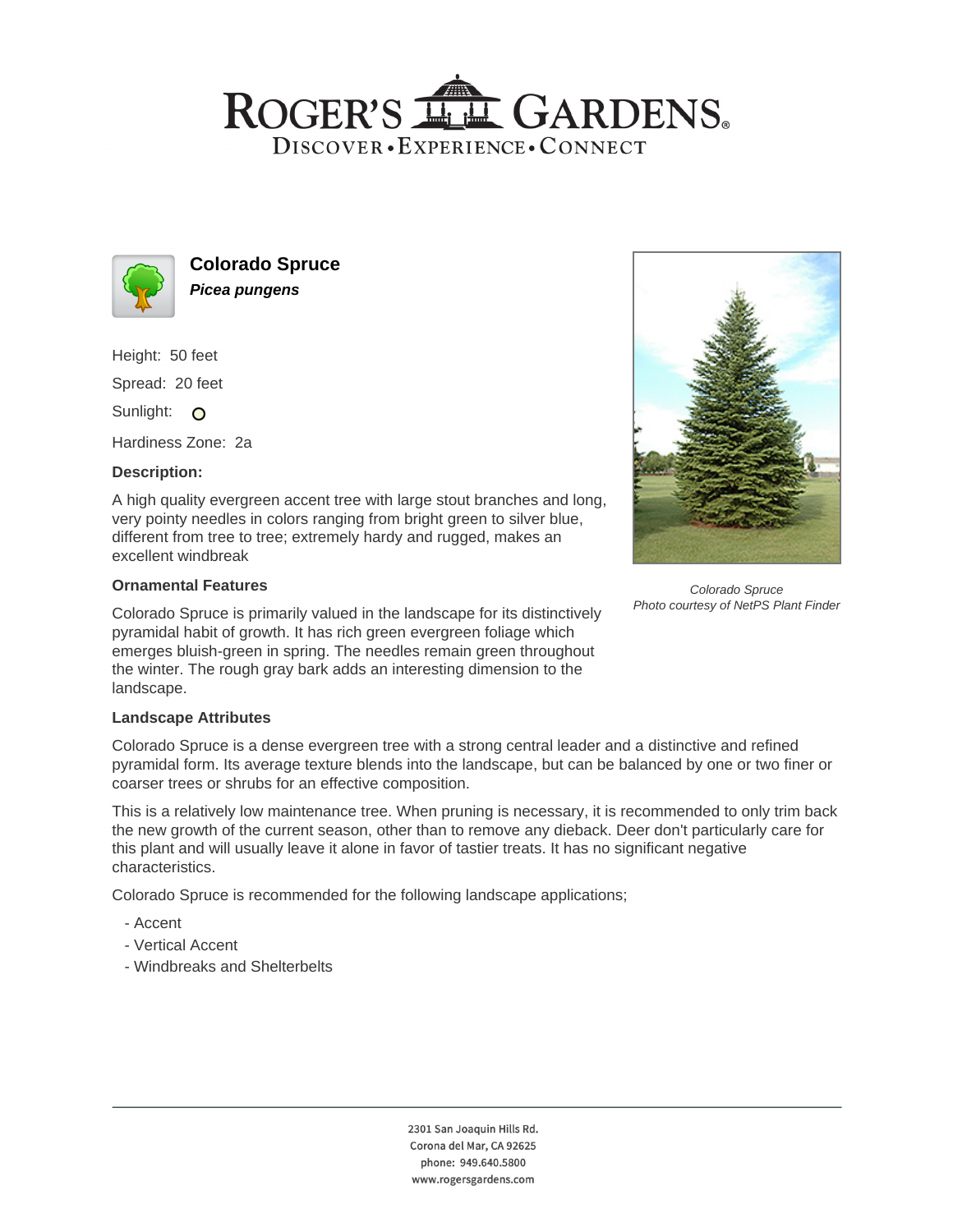# Colorado Spruce

***Picea pungens***

Height: 50 feet

Spread: 20 feet

Sunlight:

Hardiness Zone: 2a

**Description:**

A high quality evergreen accent tree with large stout branches and long, very pointy needles in colors ranging from bright green to silver blue, different from tree to tree; extremely hardy and rugged, makes an excellent windbreak

*Colorado Spruce*
*Photo courtesy of NetPS Plant Finder*

### Ornamental Features

Colorado Spruce is primarily valued in the landscape for its distinctively pyramidal habit of growth. It has rich green evergreen foliage which emerges bluish-green in spring. The needles remain green throughout the winter. The rough gray bark adds an interesting dimension to the landscape.

### Landscape Attributes

Colorado Spruce is a dense evergreen tree with a strong central leader and a distinctive and refined pyramidal form. Its average texture blends into the landscape, but can be balanced by one or two finer or coarser trees or shrubs for an effective composition.

This is a relatively low maintenance tree. When pruning is necessary, it is recommended to only trim back the new growth of the current season, other than to remove any dieback. Deer don't particularly care for this plant and will usually leave it alone in favor of tastier treats. It has no significant negative characteristics.

Colorado Spruce is recommended for the following landscape applications;

- Accent
- Vertical Accent
- Windbreaks and Shelterbelts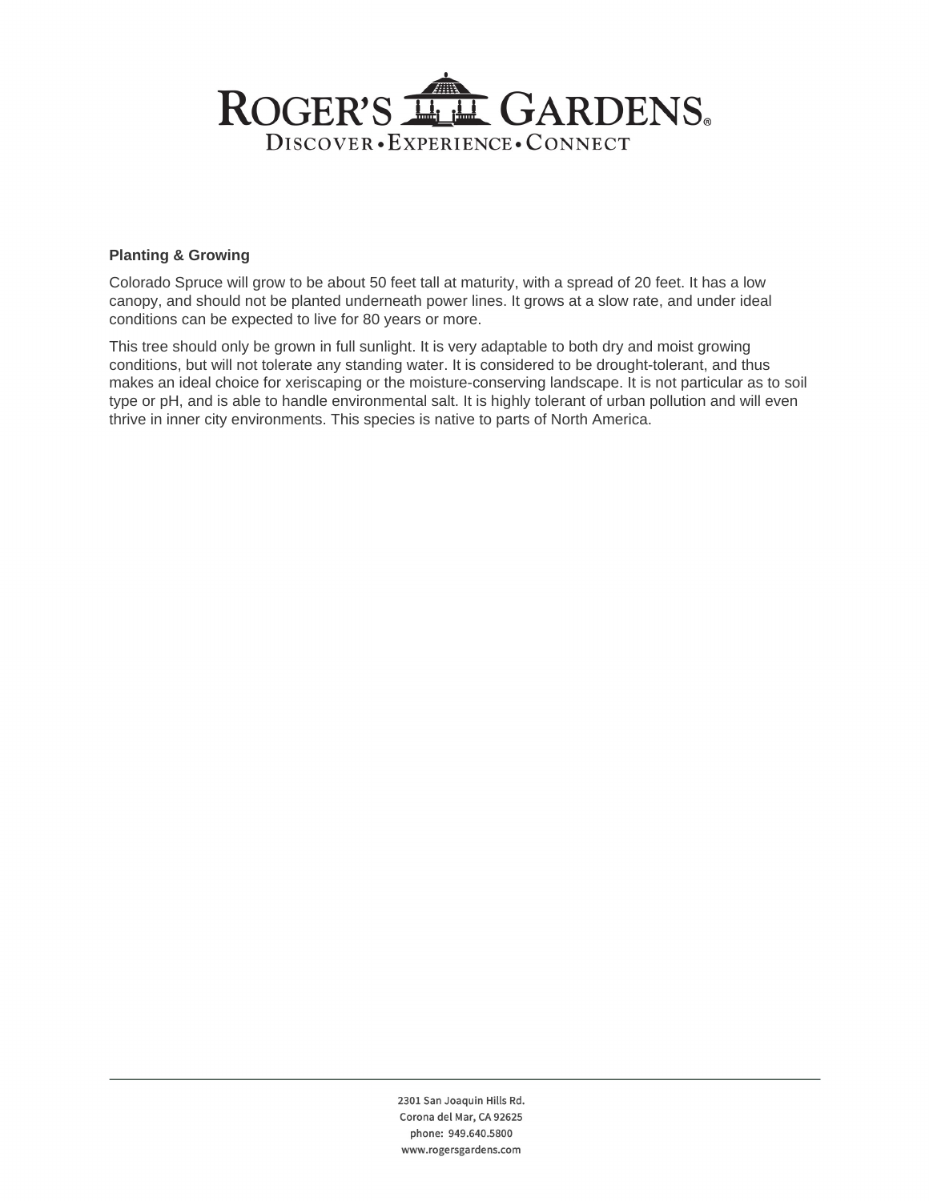**Planting & Growing**

Colorado Spruce will grow to be about 50 feet tall at maturity, with a spread of 20 feet. It has a low canopy, and should not be planted underneath power lines. It grows at a slow rate, and under ideal conditions can be expected to live for 80 years or more.

This tree should only be grown in full sunlight. It is very adaptable to both dry and moist growing conditions, but will not tolerate any standing water. It is considered to be drought-tolerant, and thus makes an ideal choice for xeriscaping or the moisture-conserving landscape. It is not particular as to soil type or pH, and is able to handle environmental salt. It is highly tolerant of urban pollution and will even thrive in inner city environments. This species is native to parts of North America.